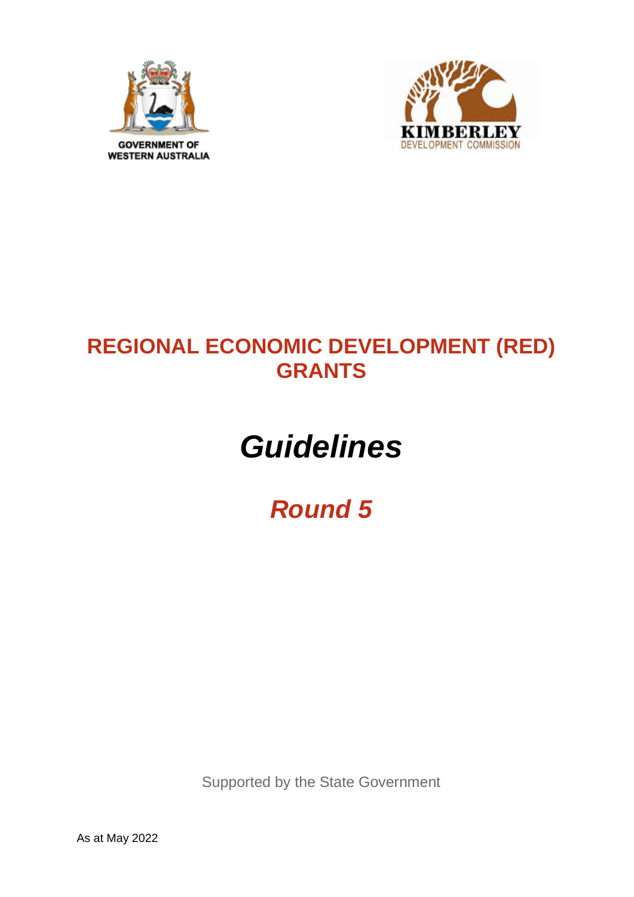GOVERNMENT OF WESTERN AUSTRALIA

KIMBERLEY DEVELOPMENT COMMISSION

# REGIONAL ECONOMIC DEVELOPMENT (RED) GRANTS

# *Guidelines*

## *Round 5*

Supported by the State Government

As at May 2022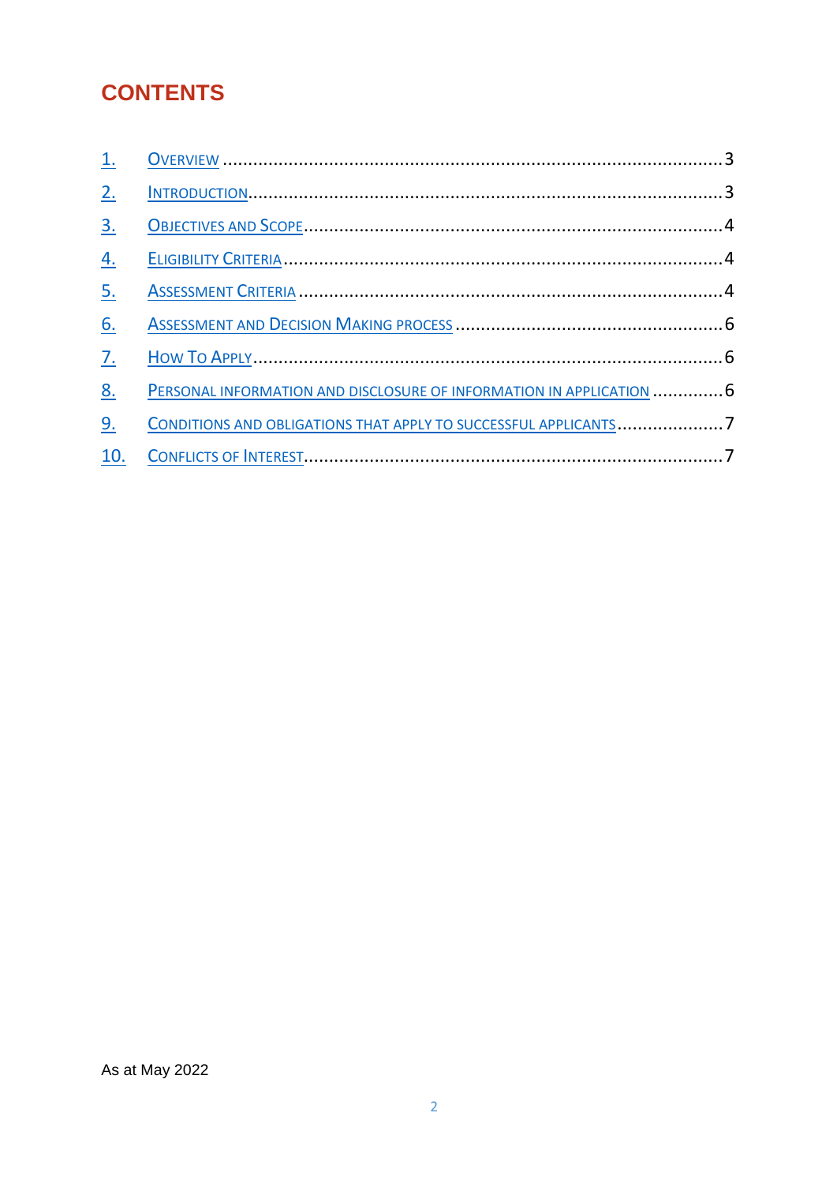# CONTENTS

1. Overview ............................................................ 3
2. Introduction ............................................................ 3
3. Objectives and Scope ............................................................ 4
4. Eligibility Criteria ............................................................ 4
5. Assessment Criteria ............................................................ 4
6. Assessment and Decision Making process ............................................................ 6
7. How To Apply ............................................................ 6
8. Personal information and disclosure of information in application ............................................................ 6
9. Conditions and obligations that apply to successful applicants ............................................................ 7
10. Conflicts of Interest ............................................................ 7

As at May 2022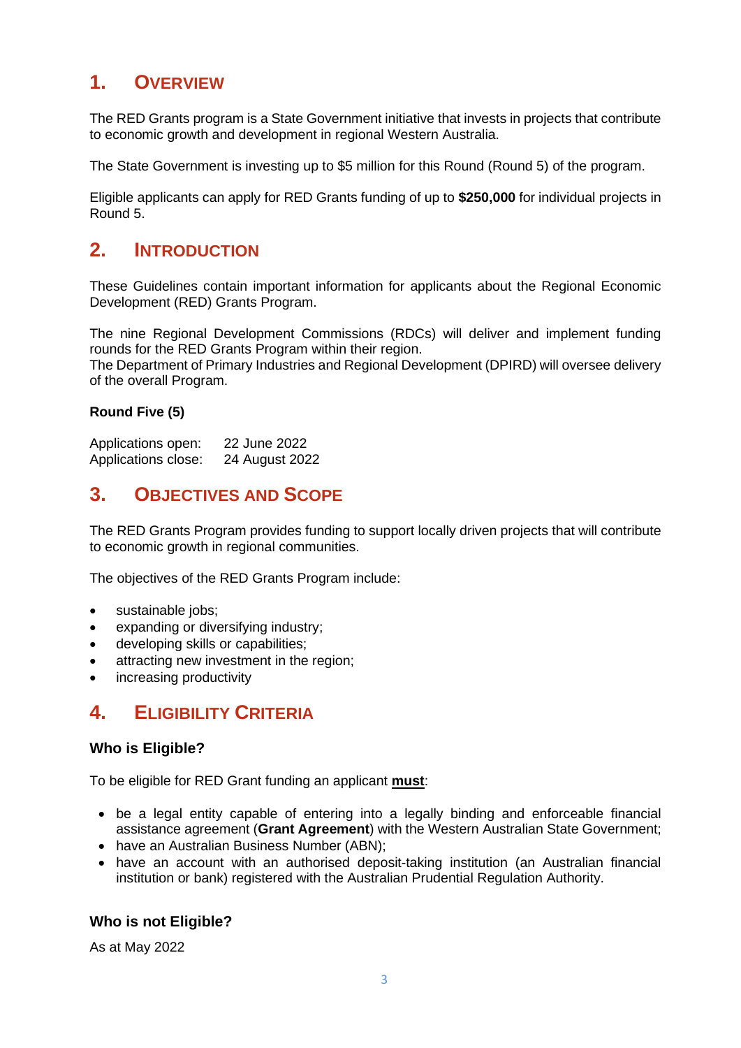## 1. Overview

The RED Grants program is a State Government initiative that invests in projects that contribute to economic growth and development in regional Western Australia.

The State Government is investing up to $5 million for this Round (Round 5) of the program.

Eligible applicants can apply for RED Grants funding of up to **$250,000** for individual projects in Round 5.

## 2. Introduction

These Guidelines contain important information for applicants about the Regional Economic Development (RED) Grants Program.

The nine Regional Development Commissions (RDCs) will deliver and implement funding rounds for the RED Grants Program within their region.
The Department of Primary Industries and Regional Development (DPIRD) will oversee delivery of the overall Program.

**Round Five (5)**

Applications open: 22 June 2022
Applications close: 24 August 2022

## 3. Objectives and Scope

The RED Grants Program provides funding to support locally driven projects that will contribute to economic growth in regional communities.

The objectives of the RED Grants Program include:

- sustainable jobs;
- expanding or diversifying industry;
- developing skills or capabilities;
- attracting new investment in the region;
- increasing productivity

## 4. Eligibility Criteria

### Who is Eligible?

To be eligible for RED Grant funding an applicant **<u>must</u>**:

- be a legal entity capable of entering into a legally binding and enforceable financial assistance agreement (**Grant Agreement**) with the Western Australian State Government;
- have an Australian Business Number (ABN);
- have an account with an authorised deposit-taking institution (an Australian financial institution or bank) registered with the Australian Prudential Regulation Authority.

### Who is not Eligible?

As at May 2022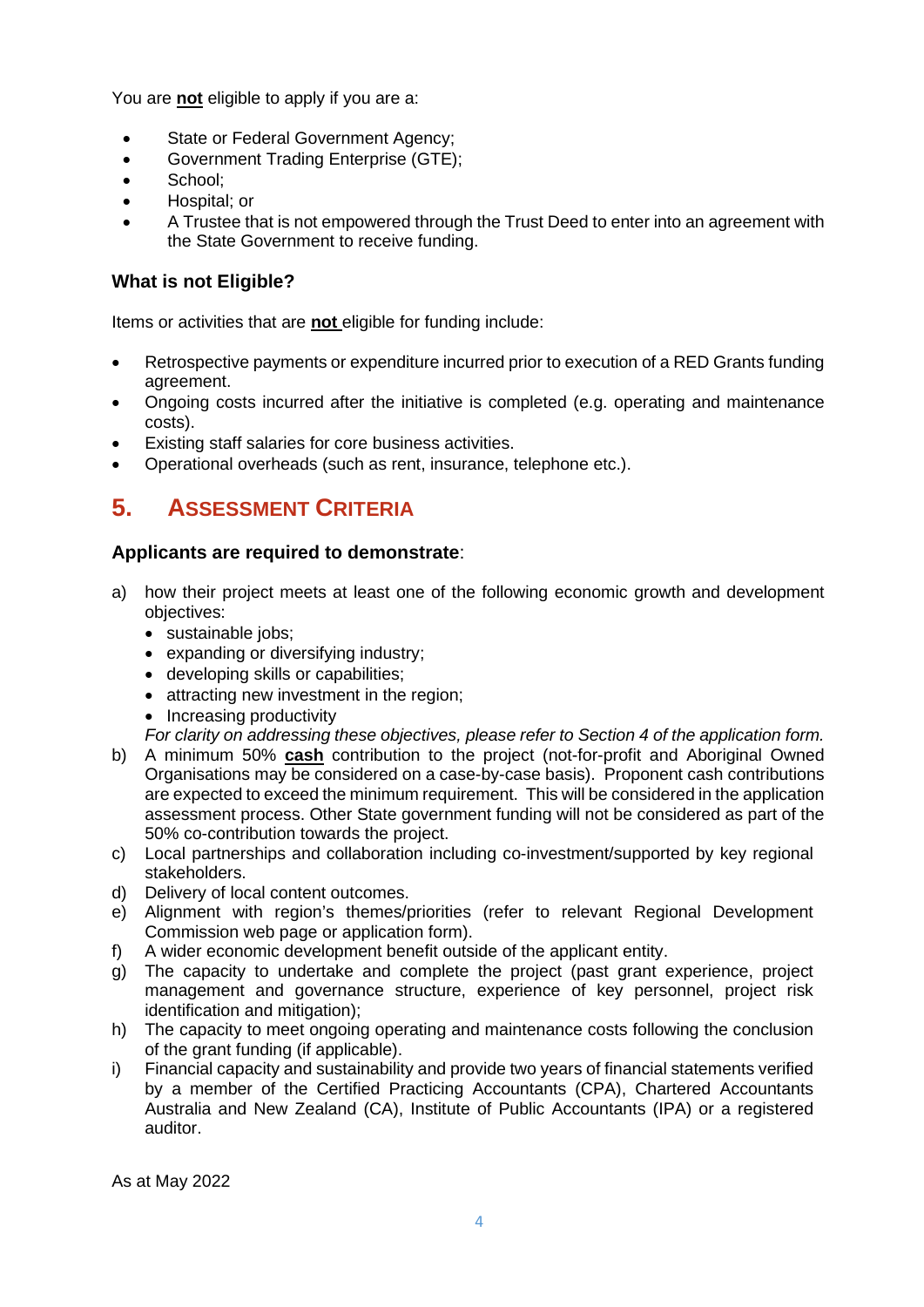You are **not** eligible to apply if you are a:

- State or Federal Government Agency;
- Government Trading Enterprise (GTE);
- School;
- Hospital; or
- A Trustee that is not empowered through the Trust Deed to enter into an agreement with the State Government to receive funding.

### What is not Eligible?

Items or activities that are **not** eligible for funding include:

- Retrospective payments or expenditure incurred prior to execution of a RED Grants funding agreement.
- Ongoing costs incurred after the initiative is completed (e.g. operating and maintenance costs).
- Existing staff salaries for core business activities.
- Operational overheads (such as rent, insurance, telephone etc.).

## 5. ASSESSMENT CRITERIA

### Applicants are required to demonstrate:

a) how their project meets at least one of the following economic growth and development objectives:
   - sustainable jobs;
   - expanding or diversifying industry;
   - developing skills or capabilities;
   - attracting new investment in the region;
   - Increasing productivity

   *For clarity on addressing these objectives, please refer to Section 4 of the application form.*

b) A minimum 50% **cash** contribution to the project (not-for-profit and Aboriginal Owned Organisations may be considered on a case-by-case basis). Proponent cash contributions are expected to exceed the minimum requirement. This will be considered in the application assessment process. Other State government funding will not be considered as part of the 50% co-contribution towards the project.

c) Local partnerships and collaboration including co-investment/supported by key regional stakeholders.

d) Delivery of local content outcomes.

e) Alignment with region's themes/priorities (refer to relevant Regional Development Commission web page or application form).

f) A wider economic development benefit outside of the applicant entity.

g) The capacity to undertake and complete the project (past grant experience, project management and governance structure, experience of key personnel, project risk identification and mitigation);

h) The capacity to meet ongoing operating and maintenance costs following the conclusion of the grant funding (if applicable).

i) Financial capacity and sustainability and provide two years of financial statements verified by a member of the Certified Practicing Accountants (CPA), Chartered Accountants Australia and New Zealand (CA), Institute of Public Accountants (IPA) or a registered auditor.

As at May 2022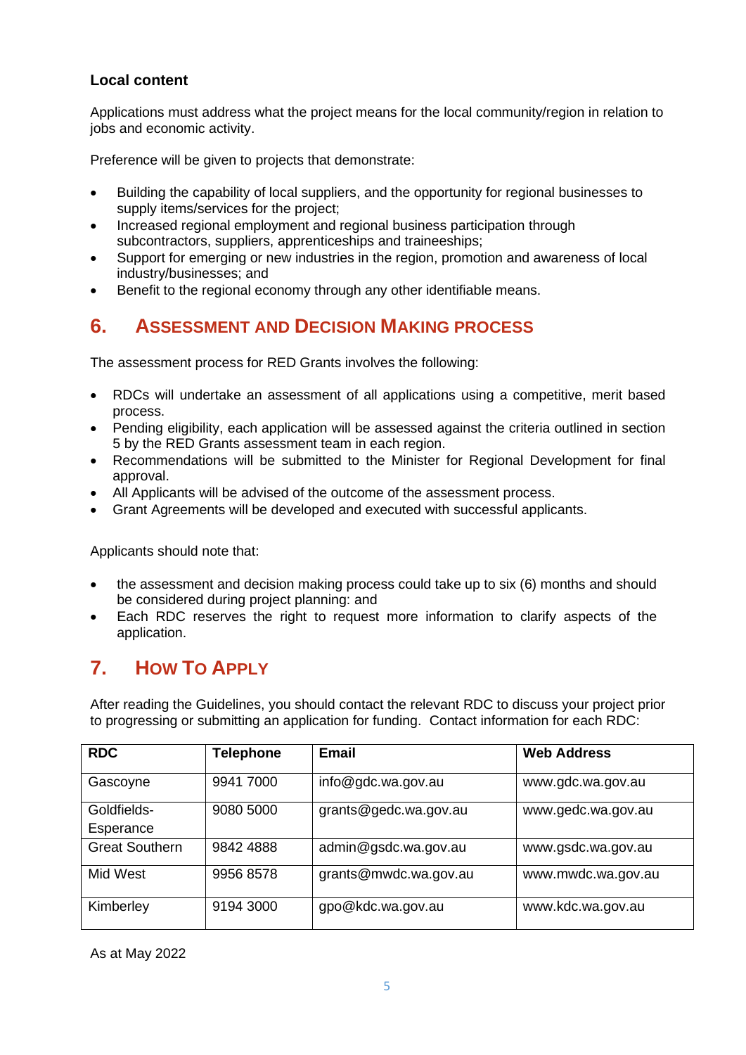**Local content**

Applications must address what the project means for the local community/region in relation to jobs and economic activity.

Preference will be given to projects that demonstrate:

- Building the capability of local suppliers, and the opportunity for regional businesses to supply items/services for the project;
- Increased regional employment and regional business participation through subcontractors, suppliers, apprenticeships and traineeships;
- Support for emerging or new industries in the region, promotion and awareness of local industry/businesses; and
- Benefit to the regional economy through any other identifiable means.

## 6. Assessment and Decision Making Process

The assessment process for RED Grants involves the following:

- RDCs will undertake an assessment of all applications using a competitive, merit based process.
- Pending eligibility, each application will be assessed against the criteria outlined in section 5 by the RED Grants assessment team in each region.
- Recommendations will be submitted to the Minister for Regional Development for final approval.
- All Applicants will be advised of the outcome of the assessment process.
- Grant Agreements will be developed and executed with successful applicants.

Applicants should note that:

- the assessment and decision making process could take up to six (6) months and should be considered during project planning: and
- Each RDC reserves the right to request more information to clarify aspects of the application.

## 7. How To Apply

After reading the Guidelines, you should contact the relevant RDC to discuss your project prior to progressing or submitting an application for funding. Contact information for each RDC:

| RDC | Telephone | Email | Web Address |
|---|---|---|---|
| Gascoyne | 9941 7000 | info@gdc.wa.gov.au | www.gdc.wa.gov.au |
| Goldfields-Esperance | 9080 5000 | grants@gedc.wa.gov.au | www.gedc.wa.gov.au |
| Great Southern | 9842 4888 | admin@gsdc.wa.gov.au | www.gsdc.wa.gov.au |
| Mid West | 9956 8578 | grants@mwdc.wa.gov.au | www.mwdc.wa.gov.au |
| Kimberley | 9194 3000 | gpo@kdc.wa.gov.au | www.kdc.wa.gov.au |

As at May 2022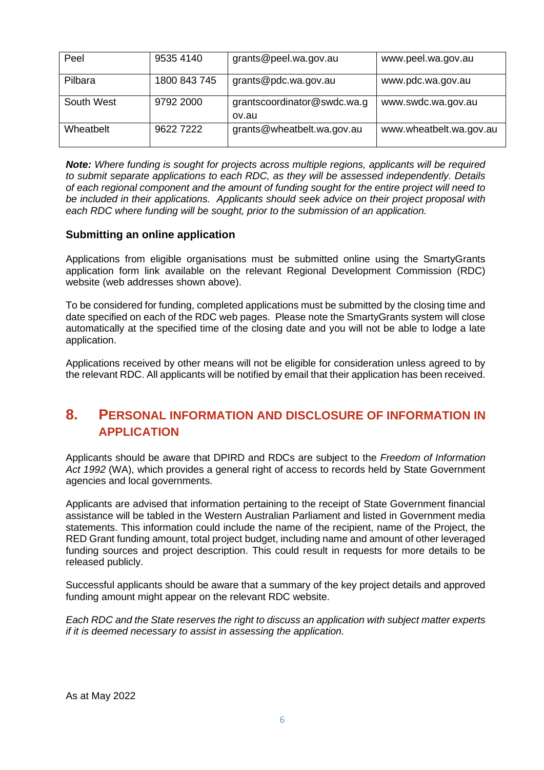| Peel | 9535 4140 | grants@peel.wa.gov.au | www.peel.wa.gov.au |
|---|---|---|---|
| Pilbara | 1800 843 745 | grants@pdc.wa.gov.au | www.pdc.wa.gov.au |
| South West | 9792 2000 | grantscoordinator@swdc.wa.gov.au | www.swdc.wa.gov.au |
| Wheatbelt | 9622 7222 | grants@wheatbelt.wa.gov.au | www.wheatbelt.wa.gov.au |

***Note:*** *Where funding is sought for projects across multiple regions, applicants will be required to submit separate applications to each RDC, as they will be assessed independently. Details of each regional component and the amount of funding sought for the entire project will need to be included in their applications. Applicants should seek advice on their project proposal with each RDC where funding will be sought, prior to the submission of an application.*

### Submitting an online application

Applications from eligible organisations must be submitted online using the SmartyGrants application form link available on the relevant Regional Development Commission (RDC) website (web addresses shown above).

To be considered for funding, completed applications must be submitted by the closing time and date specified on each of the RDC web pages. Please note the SmartyGrants system will close automatically at the specified time of the closing date and you will not be able to lodge a late application.

Applications received by other means will not be eligible for consideration unless agreed to by the relevant RDC. All applicants will be notified by email that their application has been received.

## 8. PERSONAL INFORMATION AND DISCLOSURE OF INFORMATION IN APPLICATION

Applicants should be aware that DPIRD and RDCs are subject to the *Freedom of Information Act 1992* (WA), which provides a general right of access to records held by State Government agencies and local governments.

Applicants are advised that information pertaining to the receipt of State Government financial assistance will be tabled in the Western Australian Parliament and listed in Government media statements. This information could include the name of the recipient, name of the Project, the RED Grant funding amount, total project budget, including name and amount of other leveraged funding sources and project description. This could result in requests for more details to be released publicly.

Successful applicants should be aware that a summary of the key project details and approved funding amount might appear on the relevant RDC website.

*Each RDC and the State reserves the right to discuss an application with subject matter experts if it is deemed necessary to assist in assessing the application.*

As at May 2022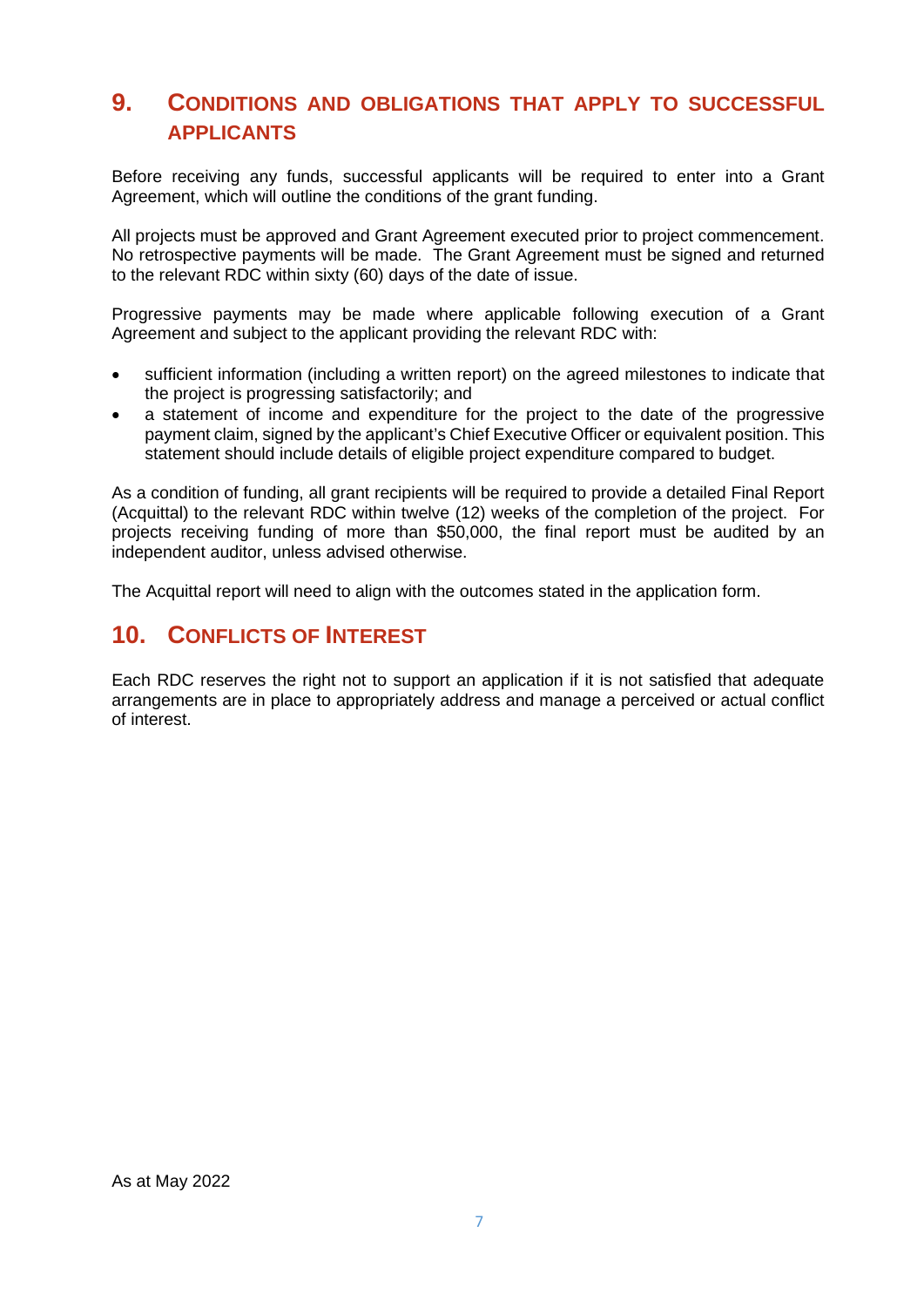## 9. Conditions and obligations that apply to successful applicants

Before receiving any funds, successful applicants will be required to enter into a Grant Agreement, which will outline the conditions of the grant funding.

All projects must be approved and Grant Agreement executed prior to project commencement. No retrospective payments will be made. The Grant Agreement must be signed and returned to the relevant RDC within sixty (60) days of the date of issue.

Progressive payments may be made where applicable following execution of a Grant Agreement and subject to the applicant providing the relevant RDC with:

- sufficient information (including a written report) on the agreed milestones to indicate that the project is progressing satisfactorily; and
- a statement of income and expenditure for the project to the date of the progressive payment claim, signed by the applicant's Chief Executive Officer or equivalent position. This statement should include details of eligible project expenditure compared to budget.

As a condition of funding, all grant recipients will be required to provide a detailed Final Report (Acquittal) to the relevant RDC within twelve (12) weeks of the completion of the project. For projects receiving funding of more than $50,000, the final report must be audited by an independent auditor, unless advised otherwise.

The Acquittal report will need to align with the outcomes stated in the application form.

## 10. Conflicts of Interest

Each RDC reserves the right not to support an application if it is not satisfied that adequate arrangements are in place to appropriately address and manage a perceived or actual conflict of interest.

As at May 2022